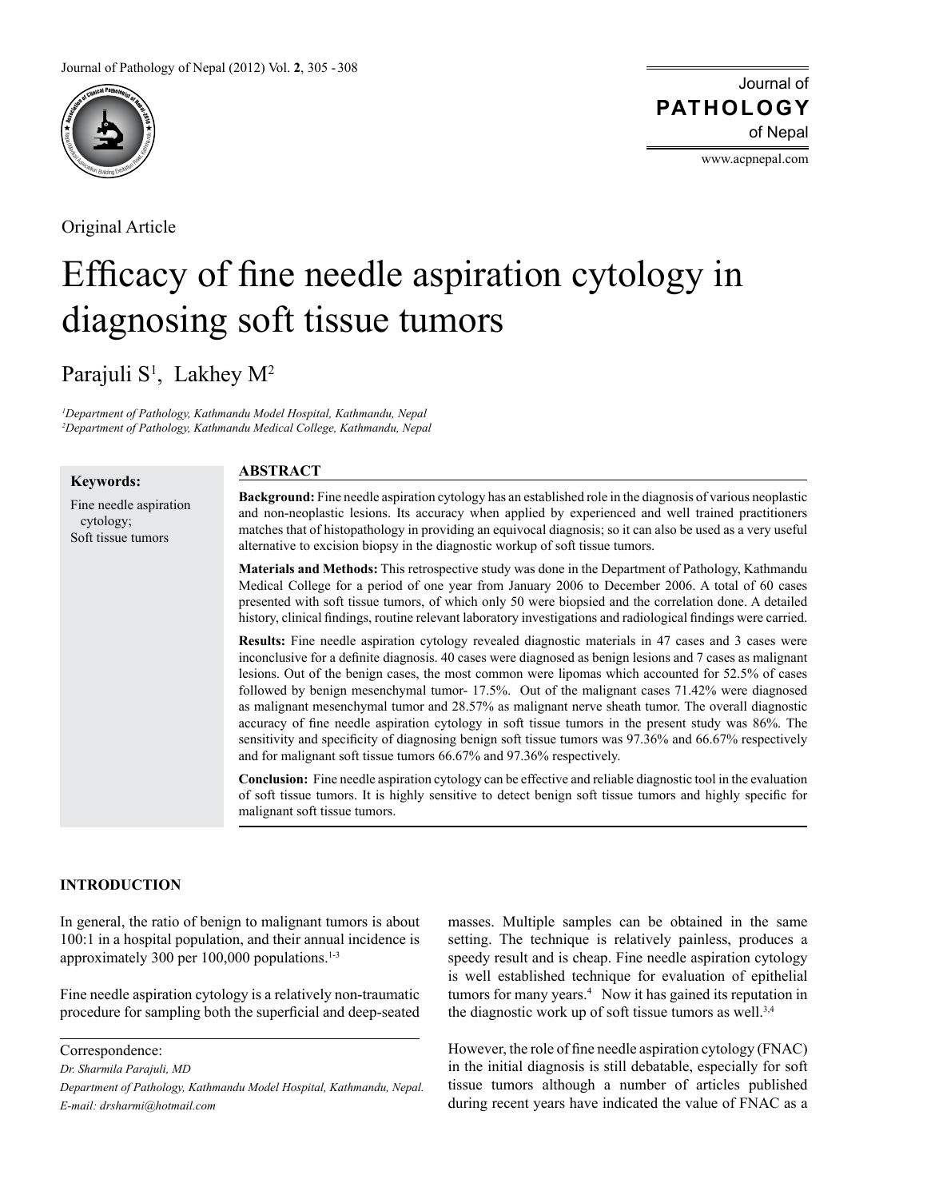Original Article

# Efficacy of fine needle aspiration cytology in diagnosing soft tissue tumors

Parajuli S[1], Lakhey M[2]

*[1]Department of Pathology, Kathmandu Model Hospital, Kathmandu, Nepal*
*[2]Department of Pathology, Kathmandu Medical College, Kathmandu, Nepal*

**Keywords:**

Fine needle aspiration cytology;
Soft tissue tumors

## ABSTRACT

**Background:** Fine needle aspiration cytology has an established role in the diagnosis of various neoplastic and non-neoplastic lesions. Its accuracy when applied by experienced and well trained practitioners matches that of histopathology in providing an equivocal diagnosis; so it can also be used as a very useful alternative to excision biopsy in the diagnostic workup of soft tissue tumors.

**Materials and Methods:** This retrospective study was done in the Department of Pathology, Kathmandu Medical College for a period of one year from January 2006 to December 2006. A total of 60 cases presented with soft tissue tumors, of which only 50 were biopsied and the correlation done. A detailed history, clinical findings, routine relevant laboratory investigations and radiological findings were carried.

**Results:** Fine needle aspiration cytology revealed diagnostic materials in 47 cases and 3 cases were inconclusive for a definite diagnosis. 40 cases were diagnosed as benign lesions and 7 cases as malignant lesions. Out of the benign cases, the most common were lipomas which accounted for 52.5% of cases followed by benign mesenchymal tumor- 17.5%. Out of the malignant cases 71.42% were diagnosed as malignant mesenchymal tumor and 28.57% as malignant nerve sheath tumor. The overall diagnostic accuracy of fine needle aspiration cytology in soft tissue tumors in the present study was 86%. The sensitivity and specificity of diagnosing benign soft tissue tumors was 97.36% and 66.67% respectively and for malignant soft tissue tumors 66.67% and 97.36% respectively.

**Conclusion:** Fine needle aspiration cytology can be effective and reliable diagnostic tool in the evaluation of soft tissue tumors. It is highly sensitive to detect benign soft tissue tumors and highly specific for malignant soft tissue tumors.

## INTRODUCTION

In general, the ratio of benign to malignant tumors is about 100:1 in a hospital population, and their annual incidence is approximately 300 per 100,000 populations.[1-3]

Fine needle aspiration cytology is a relatively non-traumatic procedure for sampling both the superficial and deep-seated masses. Multiple samples can be obtained in the same setting. The technique is relatively painless, produces a speedy result and is cheap. Fine needle aspiration cytology is well established technique for evaluation of epithelial tumors for many years.[4] Now it has gained its reputation in the diagnostic work up of soft tissue tumors as well.[3,4]

However, the role of fine needle aspiration cytology (FNAC) in the initial diagnosis is still debatable, especially for soft tissue tumors although a number of articles published during recent years have indicated the value of FNAC as a

Correspondence:
*Dr. Sharmila Parajuli, MD*
*Department of Pathology, Kathmandu Model Hospital, Kathmandu, Nepal.*
*E-mail: drsharmi@hotmail.com*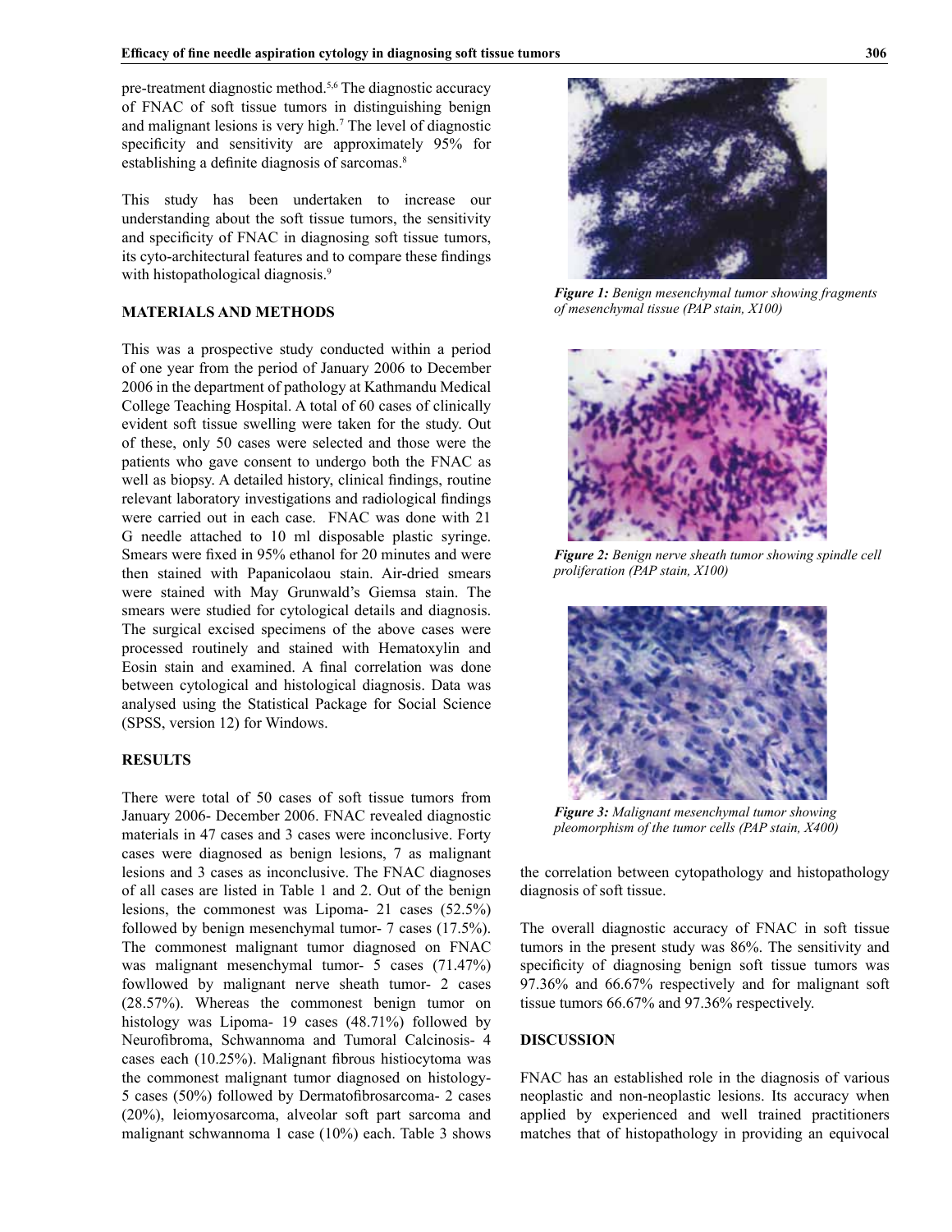pre-treatment diagnostic method.[5,6] The diagnostic accuracy of FNAC of soft tissue tumors in distinguishing benign and malignant lesions is very high.[7] The level of diagnostic specificity and sensitivity are approximately 95% for establishing a definite diagnosis of sarcomas.[8]

This study has been undertaken to increase our understanding about the soft tissue tumors, the sensitivity and specificity of FNAC in diagnosing soft tissue tumors, its cyto-architectural features and to compare these findings with histopathological diagnosis.[9]

## MATERIALS AND METHODS

This was a prospective study conducted within a period of one year from the period of January 2006 to December 2006 in the department of pathology at Kathmandu Medical College Teaching Hospital. A total of 60 cases of clinically evident soft tissue swelling were taken for the study. Out of these, only 50 cases were selected and those were the patients who gave consent to undergo both the FNAC as well as biopsy. A detailed history, clinical findings, routine relevant laboratory investigations and radiological findings were carried out in each case. FNAC was done with 21 G needle attached to 10 ml disposable plastic syringe. Smears were fixed in 95% ethanol for 20 minutes and were then stained with Papanicolaou stain. Air-dried smears were stained with May Grunwald's Giemsa stain. The smears were studied for cytological details and diagnosis. The surgical excised specimens of the above cases were processed routinely and stained with Hematoxylin and Eosin stain and examined. A final correlation was done between cytological and histological diagnosis. Data was analysed using the Statistical Package for Social Science (SPSS, version 12) for Windows.

## RESULTS

There were total of 50 cases of soft tissue tumors from January 2006- December 2006. FNAC revealed diagnostic materials in 47 cases and 3 cases were inconclusive. Forty cases were diagnosed as benign lesions, 7 as malignant lesions and 3 cases as inconclusive. The FNAC diagnoses of all cases are listed in Table 1 and 2. Out of the benign lesions, the commonest was Lipoma- 21 cases (52.5%) followed by benign mesenchymal tumor- 7 cases (17.5%). The commonest malignant tumor diagnosed on FNAC was malignant mesenchymal tumor- 5 cases (71.47%) fowllowed by malignant nerve sheath tumor- 2 cases (28.57%). Whereas the commonest benign tumor on histology was Lipoma- 19 cases (48.71%) followed by Neurofibroma, Schwannoma and Tumoral Calcinosis- 4 cases each (10.25%). Malignant fibrous histiocytoma was the commonest malignant tumor diagnosed on histology- 5 cases (50%) followed by Dermatofibrosarcoma- 2 cases (20%), leiomyosarcoma, alveolar soft part sarcoma and malignant schwannoma 1 case (10%) each. Table 3 shows the correlation between cytopathology and histopathology diagnosis of soft tissue.

*Figure 1: Benign mesenchymal tumor showing fragments of mesenchymal tissue (PAP stain, X100)*

*Figure 2: Benign nerve sheath tumor showing spindle cell proliferation (PAP stain, X100)*

*Figure 3: Malignant mesenchymal tumor showing pleomorphism of the tumor cells (PAP stain, X400)*

The overall diagnostic accuracy of FNAC in soft tissue tumors in the present study was 86%. The sensitivity and specificity of diagnosing benign soft tissue tumors was 97.36% and 66.67% respectively and for malignant soft tissue tumors 66.67% and 97.36% respectively.

## DISCUSSION

FNAC has an established role in the diagnosis of various neoplastic and non-neoplastic lesions. Its accuracy when applied by experienced and well trained practitioners matches that of histopathology in providing an equivocal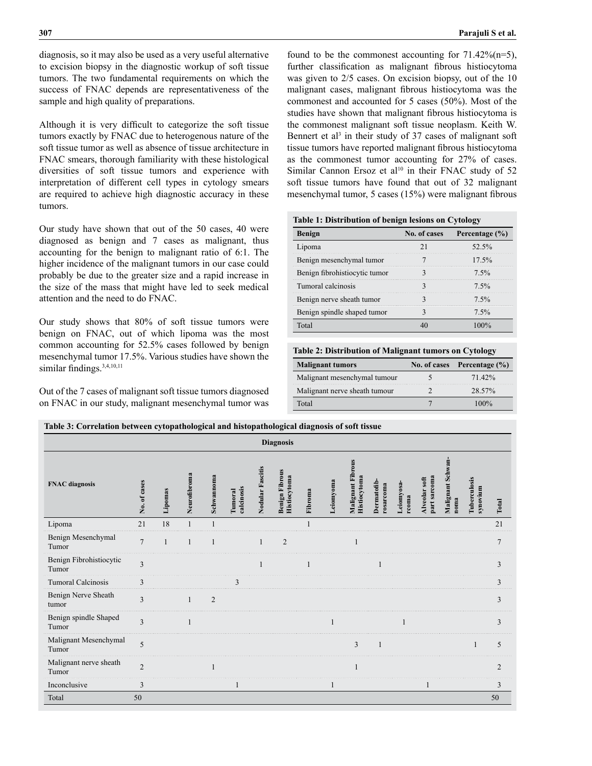diagnosis, so it may also be used as a very useful alternative to excision biopsy in the diagnostic workup of soft tissue tumors. The two fundamental requirements on which the success of FNAC depends are representativeness of the sample and high quality of preparations.

Although it is very difficult to categorize the soft tissue tumors exactly by FNAC due to heterogenous nature of the soft tissue tumor as well as absence of tissue architecture in FNAC smears, thorough familiarity with these histological diversities of soft tissue tumors and experience with interpretation of different cell types in cytology smears are required to achieve high diagnostic accuracy in these tumors.

Our study have shown that out of the 50 cases, 40 were diagnosed as benign and 7 cases as malignant, thus accounting for the benign to malignant ratio of 6:1. The higher incidence of the malignant tumors in our case could probably be due to the greater size and a rapid increase in the size of the mass that might have led to seek medical attention and the need to do FNAC.

Our study shows that 80% of soft tissue tumors were benign on FNAC, out of which lipoma was the most common accounting for 52.5% cases followed by benign mesenchymal tumor 17.5%. Various studies have shown the similar findings.[3,4,10,11]

Out of the 7 cases of malignant soft tissue tumors diagnosed on FNAC in our study, malignant mesenchymal tumor was found to be the commonest accounting for 71.42%(n=5), further classification as malignant fibrous histiocytoma was given to 2/5 cases. On excision biopsy, out of the 10 malignant cases, malignant fibrous histiocytoma was the commonest and accounted for 5 cases (50%). Most of the studies have shown that malignant fibrous histiocytoma is the commonest malignant soft tissue neoplasm. Keith W. Bennert et al[3] in their study of 37 cases of malignant soft tissue tumors have reported malignant fibrous histiocytoma as the commonest tumor accounting for 27% of cases. Similar Cannon Ersoz et al[10] in their FNAC study of 52 soft tissue tumors have found that out of 32 malignant mesenchymal tumor, 5 cases (15%) were malignant fibrous

**Table 1: Distribution of benign lesions on Cytology**

| Benign | No. of cases | Percentage (%) |
|---|---|---|
| Lipoma | 21 | 52.5% |
| Benign mesenchymal tumor | 7 | 17.5% |
| Benign fibrohistiocytic tumor | 3 | 7.5% |
| Tumoral calcinosis | 3 | 7.5% |
| Benign nerve sheath tumor | 3 | 7.5% |
| Benign spindle shaped tumor | 3 | 7.5% |
| Total | 40 | 100% |

**Table 2: Distribution of Malignant tumors on Cytology**

| Malignant tumors | No. of cases | Percentage (%) |
|---|---|---|
| Malignant mesenchymal tumour | 5 | 71.42% |
| Malignant nerve sheath tumour | 2 | 28.57% |
| Total | 7 | 100% |

**Table 3: Correlation between cytopathological and histopathological diagnosis of soft tissue**

| | Diagnosis | | | | | | | | | | | | | | | |
|---|---|---|---|---|---|---|---|---|---|---|---|---|---|---|---|---|
| FNAC diagnosis | No. of cases | Lipomas | Neurofibroma | Schwannoma | Tumoral calcinosis | Nodular Fasciitis | Benign Fibrous Histiocytoma | Fibroma | Leiomyoma | Malignant Fibrous Histiocytoma | Dermatofibrosarcoma | Leiomyosarcoma | Alveolar soft part sarcoma | Malignant Schwannoma | Tuberculosis synovium | Total |
| Lipoma | 21 | 18 | 1 | 1 | | | | 1 | | | | | | | | 21 |
| Benign Mesenchymal Tumor | 7 | 1 | 1 | 1 | | 1 | 2 | | | 1 | | | | | | 7 |
| Benign Fibrohistiocytic Tumor | 3 | | | | | 1 | | 1 | | | 1 | | | | | 3 |
| Tumoral Calcinosis | 3 | | | | 3 | | | | | | | | | | | 3 |
| Benign Nerve Sheath tumor | 3 | | 1 | 2 | | | | | | | | | | | | 3 |
| Benign spindle Shaped Tumor | 3 | | 1 | | | | | | 1 | | | 1 | | | | 3 |
| Malignant Mesenchymal Tumor | 5 | | | | | | | | | 3 | 1 | | | | 1 | 5 |
| Malignant nerve sheath Tumor | 2 | | | 1 | | | | | | 1 | | | | | | 2 |
| Inconclusive | 3 | | | | 1 | | | | 1 | | | | 1 | | | 3 |
| Total | 50 | | | | | | | | | | | | | | | 50 |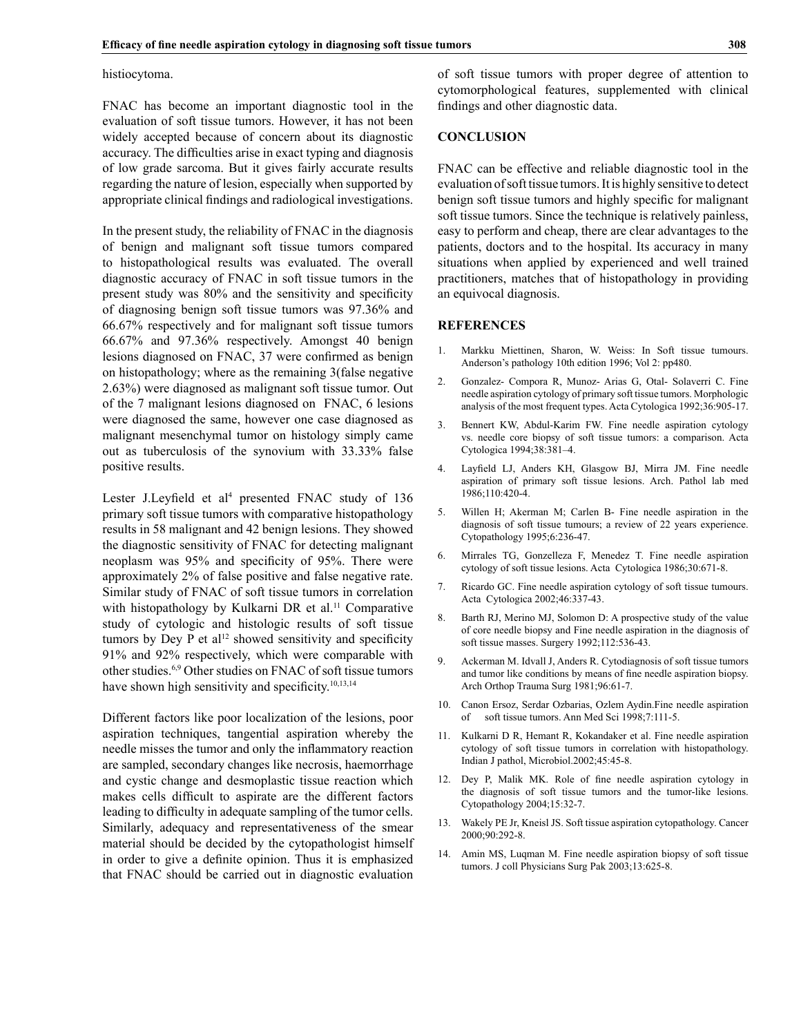histiocytoma.

FNAC has become an important diagnostic tool in the evaluation of soft tissue tumors. However, it has not been widely accepted because of concern about its diagnostic accuracy. The difficulties arise in exact typing and diagnosis of low grade sarcoma. But it gives fairly accurate results regarding the nature of lesion, especially when supported by appropriate clinical findings and radiological investigations.

In the present study, the reliability of FNAC in the diagnosis of benign and malignant soft tissue tumors compared to histopathological results was evaluated. The overall diagnostic accuracy of FNAC in soft tissue tumors in the present study was 80% and the sensitivity and specificity of diagnosing benign soft tissue tumors was 97.36% and 66.67% respectively and for malignant soft tissue tumors 66.67% and 97.36% respectively. Amongst 40 benign lesions diagnosed on FNAC, 37 were confirmed as benign on histopathology; where as the remaining 3(false negative 2.63%) were diagnosed as malignant soft tissue tumor. Out of the 7 malignant lesions diagnosed on FNAC, 6 lesions were diagnosed the same, however one case diagnosed as malignant mesenchymal tumor on histology simply came out as tuberculosis of the synovium with 33.33% false positive results.

Lester J.Leyfield et al[4] presented FNAC study of 136 primary soft tissue tumors with comparative histopathology results in 58 malignant and 42 benign lesions. They showed the diagnostic sensitivity of FNAC for detecting malignant neoplasm was 95% and specificity of 95%. There were approximately 2% of false positive and false negative rate. Similar study of FNAC of soft tissue tumors in correlation with histopathology by Kulkarni DR et al.[11] Comparative study of cytologic and histologic results of soft tissue tumors by Dey P et al[12] showed sensitivity and specificity 91% and 92% respectively, which were comparable with other studies.[6,9] Other studies on FNAC of soft tissue tumors have shown high sensitivity and specificity.[10,13,14]

Different factors like poor localization of the lesions, poor aspiration techniques, tangential aspiration whereby the needle misses the tumor and only the inflammatory reaction are sampled, secondary changes like necrosis, haemorrhage and cystic change and desmoplastic tissue reaction which makes cells difficult to aspirate are the different factors leading to difficulty in adequate sampling of the tumor cells. Similarly, adequacy and representativeness of the smear material should be decided by the cytopathologist himself in order to give a definite opinion. Thus it is emphasized that FNAC should be carried out in diagnostic evaluation of soft tissue tumors with proper degree of attention to cytomorphological features, supplemented with clinical findings and other diagnostic data.

## CONCLUSION

FNAC can be effective and reliable diagnostic tool in the evaluation of soft tissue tumors. It is highly sensitive to detect benign soft tissue tumors and highly specific for malignant soft tissue tumors. Since the technique is relatively painless, easy to perform and cheap, there are clear advantages to the patients, doctors and to the hospital. Its accuracy in many situations when applied by experienced and well trained practitioners, matches that of histopathology in providing an equivocal diagnosis.

## REFERENCES

1. Markku Miettinen, Sharon, W. Weiss: In Soft tissue tumours. Anderson's pathology 10th edition 1996; Vol 2: pp480.
2. Gonzalez- Compora R, Munoz- Arias G, Otal- Solaverri C. Fine needle aspiration cytology of primary soft tissue tumors. Morphologic analysis of the most frequent types. Acta Cytologica 1992;36:905-17.
3. Bennert KW, Abdul-Karim FW. Fine needle aspiration cytology vs. needle core biopsy of soft tissue tumors: a comparison. Acta Cytologica 1994;38:381–4.
4. Layfield LJ, Anders KH, Glasgow BJ, Mirra JM. Fine needle aspiration of primary soft tissue lesions. Arch. Pathol lab med 1986;110:420-4.
5. Willen H; Akerman M; Carlen B- Fine needle aspiration in the diagnosis of soft tissue tumours; a review of 22 years experience. Cytopathology 1995;6:236-47.
6. Mirrales TG, Gonzelleza F, Menedez T. Fine needle aspiration cytology of soft tissue lesions. Acta Cytologica 1986;30:671-8.
7. Ricardo GC. Fine needle aspiration cytology of soft tissue tumours. Acta Cytologica 2002;46:337-43.
8. Barth RJ, Merino MJ, Solomon D: A prospective study of the value of core needle biopsy and Fine needle aspiration in the diagnosis of soft tissue masses. Surgery 1992;112:536-43.
9. Ackerman M. Idvall J, Anders R. Cytodiagnosis of soft tissue tumors and tumor like conditions by means of fine needle aspiration biopsy. Arch Orthop Trauma Surg 1981;96:61-7.
10. Canon Ersoz, Serdar Ozbarias, Ozlem Aydin.Fine needle aspiration of soft tissue tumors. Ann Med Sci 1998;7:111-5.
11. Kulkarni D R, Hemant R, Kokandaker et al. Fine needle aspiration cytology of soft tissue tumors in correlation with histopathology. Indian J pathol, Microbiol.2002;45:45-8.
12. Dey P, Malik MK. Role of fine needle aspiration cytology in the diagnosis of soft tissue tumors and the tumor-like lesions. Cytopathology 2004;15:32-7.
13. Wakely PE Jr, Kneisl JS. Soft tissue aspiration cytopathology. Cancer 2000;90:292-8.
14. Amin MS, Luqman M. Fine needle aspiration biopsy of soft tissue tumors. J coll Physicians Surg Pak 2003;13:625-8.